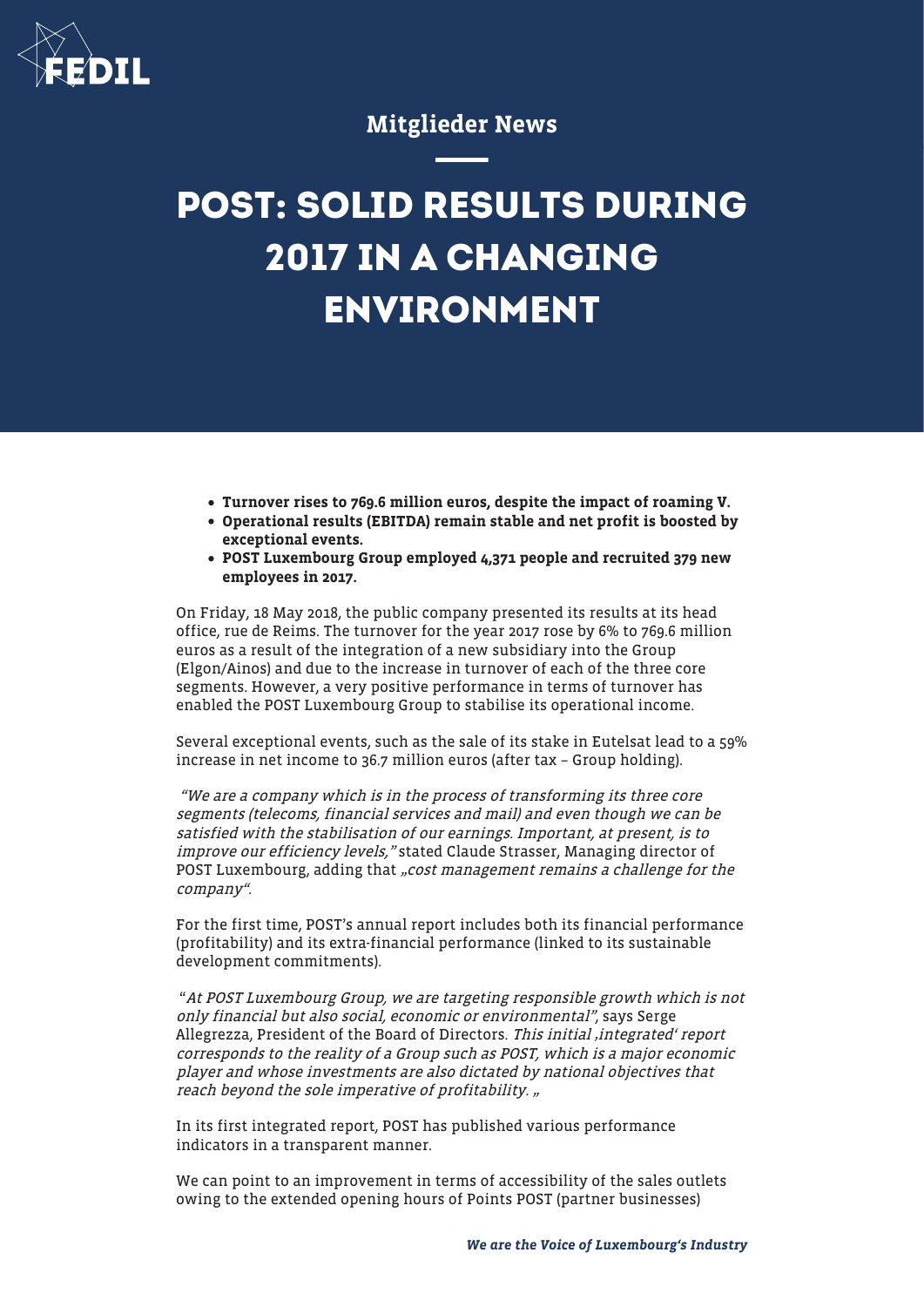Mitglieder News

# POST: SOLID RESULTS DURING 2017 IN A CHANGING ENVIRONMENT

- **Turnover rises to 769.6 million euros, despite the impact of roaming V.**
- **Operational results (EBITDA) remain stable and net profit is boosted by exceptional events.**
- **POST Luxembourg Group employed 4,371 people and recruited 379 new employees in 2017.**

On Friday, 18 May 2018, the public company presented its results at its head office, rue de Reims. The turnover for the year 2017 rose by 6% to 769.6 million euros as a result of the integration of a new subsidiary into the Group (Elgon/Ainos) and due to the increase in turnover of each of the three core segments. However, a very positive performance in terms of turnover has enabled the POST Luxembourg Group to stabilise its operational income.

Several exceptional events, such as the sale of its stake in Eutelsat lead to a 59% increase in net income to 36.7 million euros (after tax – Group holding).

*"We are a company which is in the process of transforming its three core segments (telecoms, financial services and mail) and even though we can be satisfied with the stabilisation of our earnings. Important, at present, is to improve our efficiency levels,"* stated Claude Strasser, Managing director of POST Luxembourg, adding that *„cost management remains a challenge for the company".*

For the first time, POST's annual report includes both its financial performance (profitability) and its extra-financial performance (linked to its sustainable development commitments).

"*At POST Luxembourg Group, we are targeting responsible growth which is not only financial but also social, economic or environmental"*, says Serge Allegrezza, President of the Board of Directors. *This initial ‚integrated' report corresponds to the reality of a Group such as POST, which is a major economic player and whose investments are also dictated by national objectives that reach beyond the sole imperative of profitability. „*

In its first integrated report, POST has published various performance indicators in a transparent manner.

We can point to an improvement in terms of accessibility of the sales outlets owing to the extended opening hours of Points POST (partner businesses)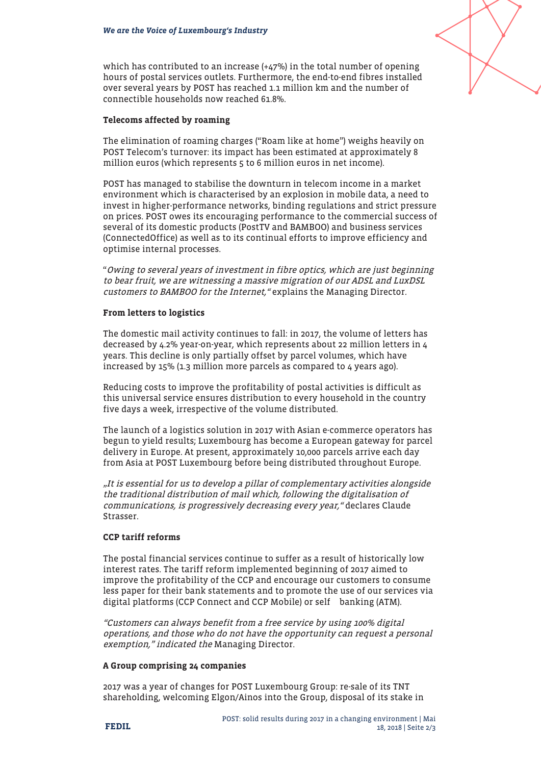which has contributed to an increase (+47%) in the total number of opening hours of postal services outlets. Furthermore, the end-to-end fibres installed over several years by POST has reached 1.1 million km and the number of connectible households now reached 61.8%.

**Telecoms affected by roaming**

The elimination of roaming charges ("Roam like at home") weighs heavily on POST Telecom's turnover: its impact has been estimated at approximately 8 million euros (which represents 5 to 6 million euros in net income).

POST has managed to stabilise the downturn in telecom income in a market environment which is characterised by an explosion in mobile data, a need to invest in higher-performance networks, binding regulations and strict pressure on prices. POST owes its encouraging performance to the commercial success of several of its domestic products (PostTV and BAMBOO) and business services (ConnectedOffice) as well as to its continual efforts to improve efficiency and optimise internal processes.

"*Owing to several years of investment in fibre optics, which are just beginning to bear fruit, we are witnessing a massive migration of our ADSL and LuxDSL customers to BAMBOO for the Internet,"* explains the Managing Director.

**From letters to logistics**

The domestic mail activity continues to fall: in 2017, the volume of letters has decreased by 4.2% year-on-year, which represents about 22 million letters in 4 years. This decline is only partially offset by parcel volumes, which have increased by 15% (1.3 million more parcels as compared to 4 years ago).

Reducing costs to improve the profitability of postal activities is difficult as this universal service ensures distribution to every household in the country five days a week, irrespective of the volume distributed.

The launch of a logistics solution in 2017 with Asian e-commerce operators has begun to yield results; Luxembourg has become a European gateway for parcel delivery in Europe. At present, approximately 10,000 parcels arrive each day from Asia at POST Luxembourg before being distributed throughout Europe.

*„It is essential for us to develop a pillar of complementary activities alongside the traditional distribution of mail which, following the digitalisation of communications, is progressively decreasing every year,"* declares Claude Strasser.

**CCP tariff reforms**

The postal financial services continue to suffer as a result of historically low interest rates. The tariff reform implemented beginning of 2017 aimed to improve the profitability of the CCP and encourage our customers to consume less paper for their bank statements and to promote the use of our services via digital platforms (CCP Connect and CCP Mobile) or self banking (ATM).

*"Customers can always benefit from a free service by using 100% digital operations, and those who do not have the opportunity can request a personal exemption," indicated the* Managing Director.

**A Group comprising 24 companies**

2017 was a year of changes for POST Luxembourg Group: re-sale of its TNT shareholding, welcoming Elgon/Ainos into the Group, disposal of its stake in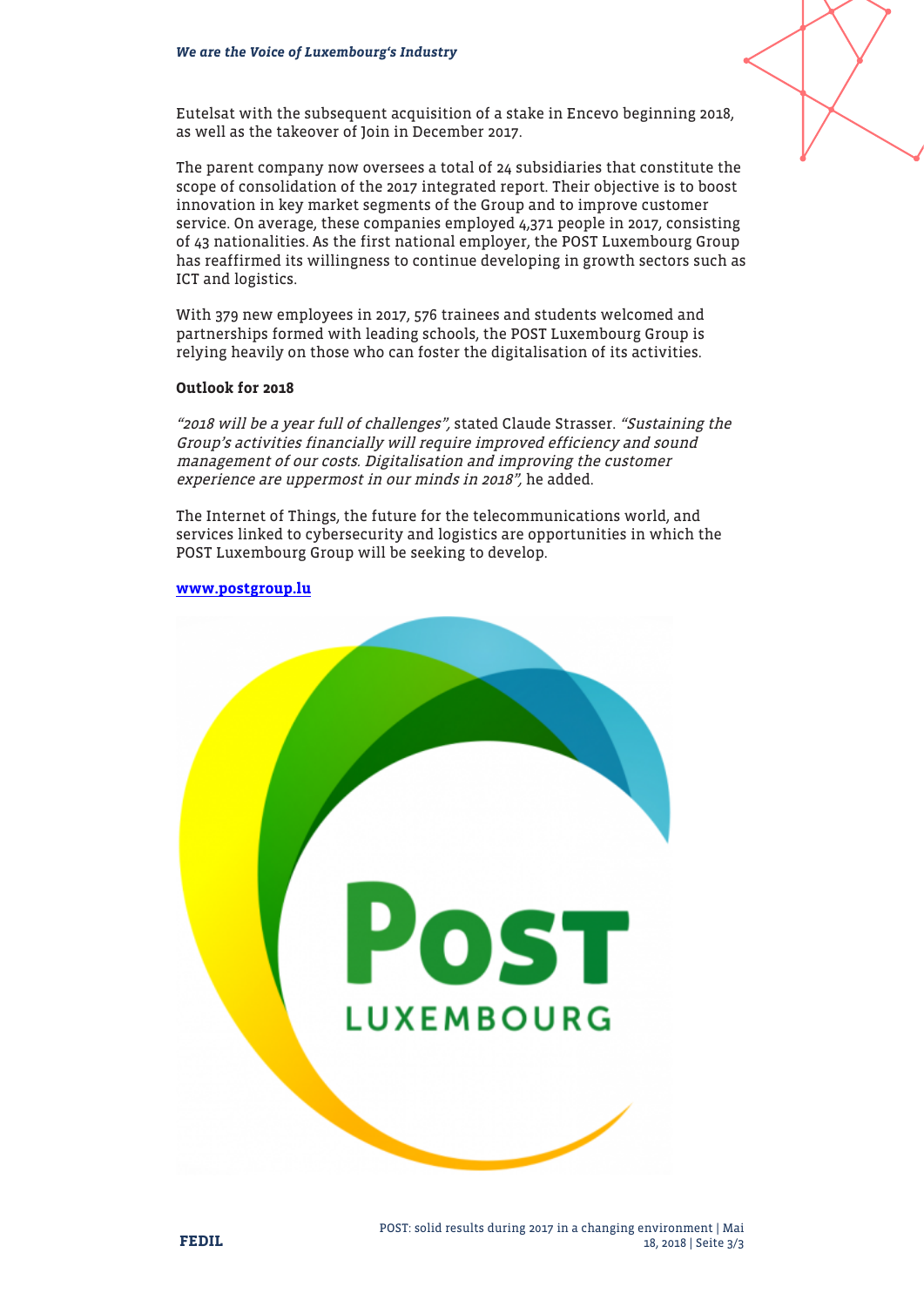Eutelsat with the subsequent acquisition of a stake in Encevo beginning 2018, as well as the takeover of Join in December 2017.

The parent company now oversees a total of 24 subsidiaries that constitute the scope of consolidation of the 2017 integrated report. Their objective is to boost innovation in key market segments of the Group and to improve customer service. On average, these companies employed 4,371 people in 2017, consisting of 43 nationalities. As the first national employer, the POST Luxembourg Group has reaffirmed its willingness to continue developing in growth sectors such as ICT and logistics.

With 379 new employees in 2017, 576 trainees and students welcomed and partnerships formed with leading schools, the POST Luxembourg Group is relying heavily on those who can foster the digitalisation of its activities.

**Outlook for 2018**

*"2018 will be a year full of challenges",* stated Claude Strasser. *"Sustaining the Group's activities financially will require improved efficiency and sound management of our costs. Digitalisation and improving the customer experience are uppermost in our minds in 2018",* he added.

The Internet of Things, the future for the telecommunications world, and services linked to cybersecurity and logistics are opportunities in which the POST Luxembourg Group will be seeking to develop.

**www.postgroup.lu**